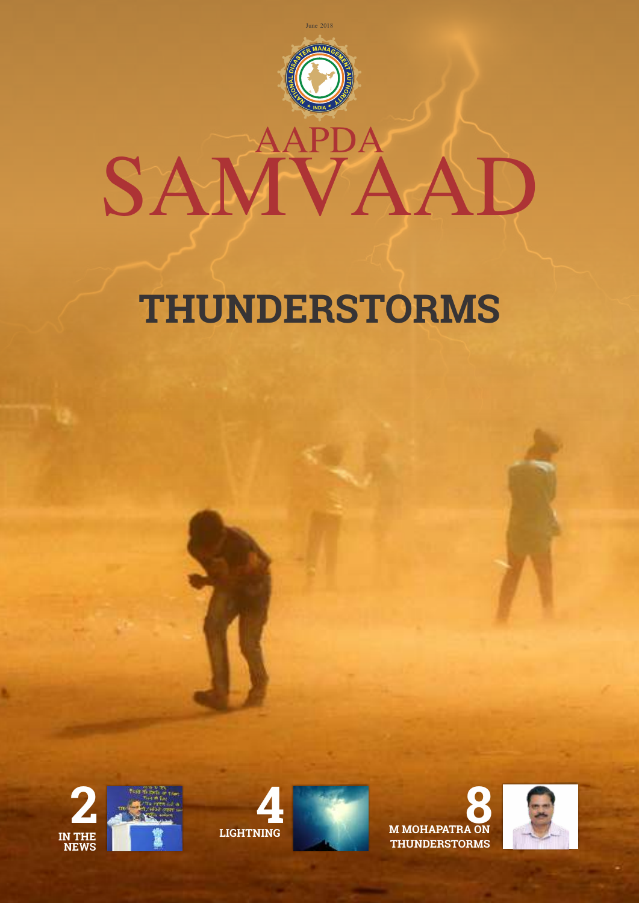June 2018

# AAPDA SAMVAAD

## THUNDERSTORMS

**2** IN THE NEWS

**4** LIGHTNING

**8** M MOHAPATRA ON THUNDERSTORMS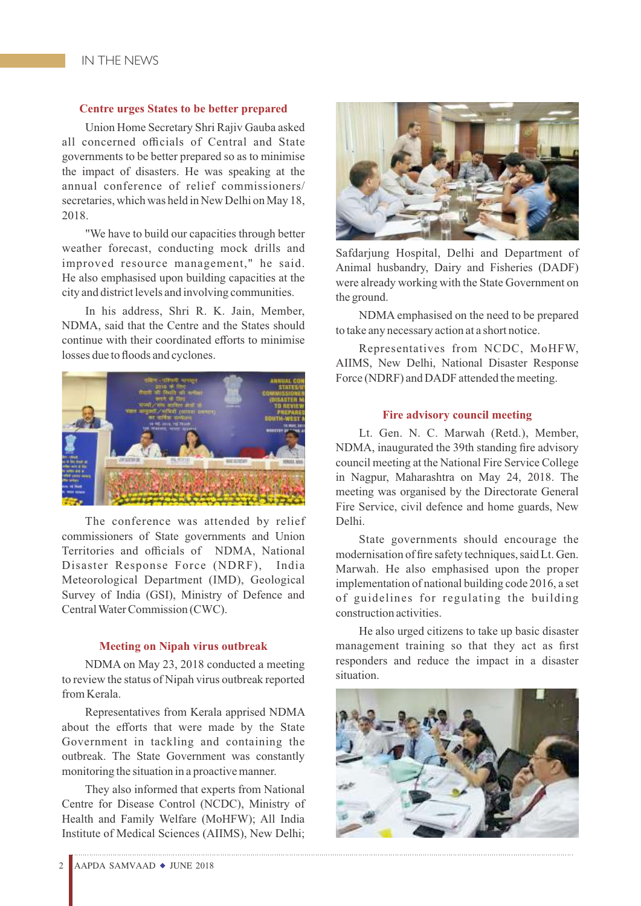## Centre urges States to be better prepared

Union Home Secretary Shri Rajiv Gauba asked all concerned officials of Central and State governments to be better prepared so as to minimise the impact of disasters. He was speaking at the annual conference of relief commissioners/ secretaries, which was held in New Delhi on May 18, 2018.

"We have to build our capacities through better weather forecast, conducting mock drills and improved resource management," he said. He also emphasised upon building capacities at the city and district levels and involving communities.

In his address, Shri R. K. Jain, Member, NDMA, said that the Centre and the States should continue with their coordinated efforts to minimise losses due to floods and cyclones.

The conference was attended by relief commissioners of State governments and Union Territories and officials of NDMA, National Disaster Response Force (NDRF), India Meteorological Department (IMD), Geological Survey of India (GSI), Ministry of Defence and Central Water Commission (CWC).

## Meeting on Nipah virus outbreak

NDMA on May 23, 2018 conducted a meeting to review the status of Nipah virus outbreak reported from Kerala.

Representatives from Kerala apprised NDMA about the efforts that were made by the State Government in tackling and containing the outbreak. The State Government was constantly monitoring the situation in a proactive manner.

They also informed that experts from National Centre for Disease Control (NCDC), Ministry of Health and Family Welfare (MoHFW); All India Institute of Medical Sciences (AIIMS), New Delhi; Safdarjung Hospital, Delhi and Department of Animal husbandry, Dairy and Fisheries (DADF) were already working with the State Government on the ground.

NDMA emphasised on the need to be prepared to take any necessary action at a short notice.

Representatives from NCDC, MoHFW, AIIMS, New Delhi, National Disaster Response Force (NDRF) and DADF attended the meeting.

## Fire advisory council meeting

Lt. Gen. N. C. Marwah (Retd.), Member, NDMA, inaugurated the 39th standing fire advisory council meeting at the National Fire Service College in Nagpur, Maharashtra on May 24, 2018. The meeting was organised by the Directorate General Fire Service, civil defence and home guards, New Delhi.

State governments should encourage the modernisation of fire safety techniques, said Lt. Gen. Marwah. He also emphasised upon the proper implementation of national building code 2016, a set of guidelines for regulating the building construction activities.

He also urged citizens to take up basic disaster management training so that they act as first responders and reduce the impact in a disaster situation.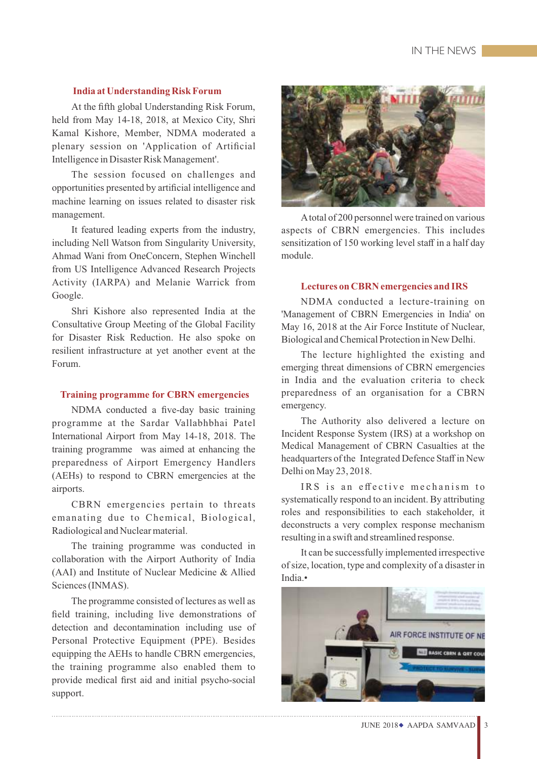## India at Understanding Risk Forum

At the fifth global Understanding Risk Forum, held from May 14-18, 2018, at Mexico City, Shri Kamal Kishore, Member, NDMA moderated a plenary session on 'Application of Artificial Intelligence in Disaster Risk Management'.

The session focused on challenges and opportunities presented by artificial intelligence and machine learning on issues related to disaster risk management.

It featured leading experts from the industry, including Nell Watson from Singularity University, Ahmad Wani from OneConcern, Stephen Winchell from US Intelligence Advanced Research Projects Activity (IARPA) and Melanie Warrick from Google.

Shri Kishore also represented India at the Consultative Group Meeting of the Global Facility for Disaster Risk Reduction. He also spoke on resilient infrastructure at yet another event at the Forum.

## Training programme for CBRN emergencies

NDMA conducted a five-day basic training programme at the Sardar Vallabhbhai Patel International Airport from May 14-18, 2018. The training programme was aimed at enhancing the preparedness of Airport Emergency Handlers (AEHs) to respond to CBRN emergencies at the airports.

CBRN emergencies pertain to threats emanating due to Chemical, Biological, Radiological and Nuclear material.

The training programme was conducted in collaboration with the Airport Authority of India (AAI) and Institute of Nuclear Medicine & Allied Sciences (INMAS).

The programme consisted of lectures as well as field training, including live demonstrations of detection and decontamination including use of Personal Protective Equipment (PPE). Besides equipping the AEHs to handle CBRN emergencies, the training programme also enabled them to provide medical first aid and initial psycho-social support.

A total of 200 personnel were trained on various aspects of CBRN emergencies. This includes sensitization of 150 working level staff in a half day module.

## Lectures on CBRN emergencies and IRS

NDMA conducted a lecture-training on 'Management of CBRN Emergencies in India' on May 16, 2018 at the Air Force Institute of Nuclear, Biological and Chemical Protection in New Delhi.

The lecture highlighted the existing and emerging threat dimensions of CBRN emergencies in India and the evaluation criteria to check preparedness of an organisation for a CBRN emergency.

The Authority also delivered a lecture on Incident Response System (IRS) at a workshop on Medical Management of CBRN Casualties at the headquarters of the Integrated Defence Staff in New Delhi on May 23, 2018.

IRS is an effective mechanism to systematically respond to an incident. By attributing roles and responsibilities to each stakeholder, it deconstructs a very complex response mechanism resulting in a swift and streamlined response.

It can be successfully implemented irrespective of size, location, type and complexity of a disaster in India.•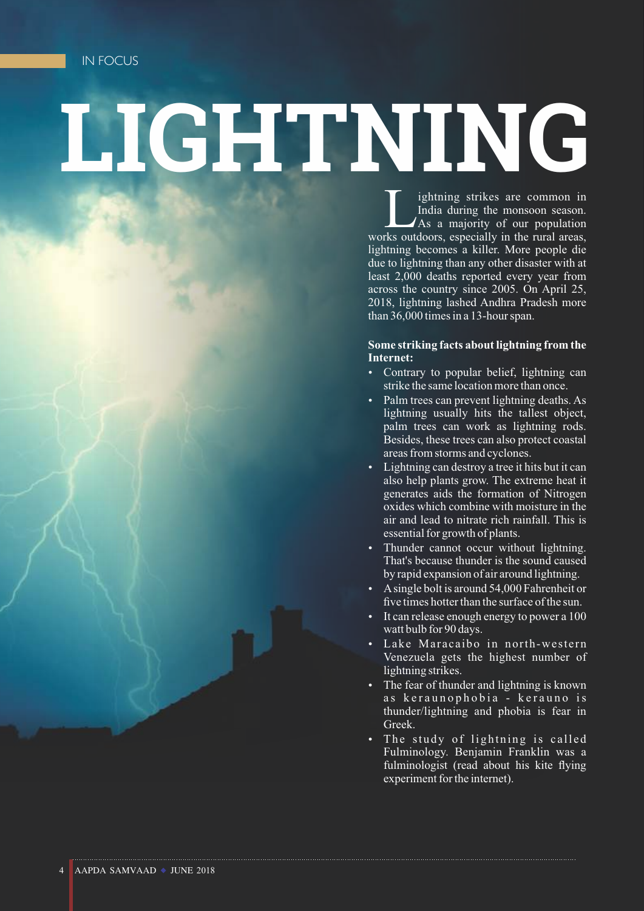IN FOCUS

# LIGHTNING

Lightning strikes are common in India during the monsoon season. As a majority of our population works outdoors, especially in the rural areas, lightning becomes a killer. More people die due to lightning than any other disaster with at least 2,000 deaths reported every year from across the country since 2005. On April 25, 2018, lightning lashed Andhra Pradesh more than 36,000 times in a 13-hour span.

**Some striking facts about lightning from the Internet:**

- Contrary to popular belief, lightning can strike the same location more than once.
- Palm trees can prevent lightning deaths. As lightning usually hits the tallest object, palm trees can work as lightning rods. Besides, these trees can also protect coastal areas from storms and cyclones.
- Lightning can destroy a tree it hits but it can also help plants grow. The extreme heat it generates aids the formation of Nitrogen oxides which combine with moisture in the air and lead to nitrate rich rainfall. This is essential for growth of plants.
- Thunder cannot occur without lightning. That's because thunder is the sound caused by rapid expansion of air around lightning.
- A single bolt is around 54,000 Fahrenheit or five times hotter than the surface of the sun.
- It can release enough energy to power a 100 watt bulb for 90 days.
- Lake Maracaibo in north-western Venezuela gets the highest number of lightning strikes.
- The fear of thunder and lightning is known as keraunophobia - kerauno is thunder/lightning and phobia is fear in Greek.
- The study of lightning is called Fulminology. Benjamin Franklin was a fulminologist (read about his kite flying experiment for the internet).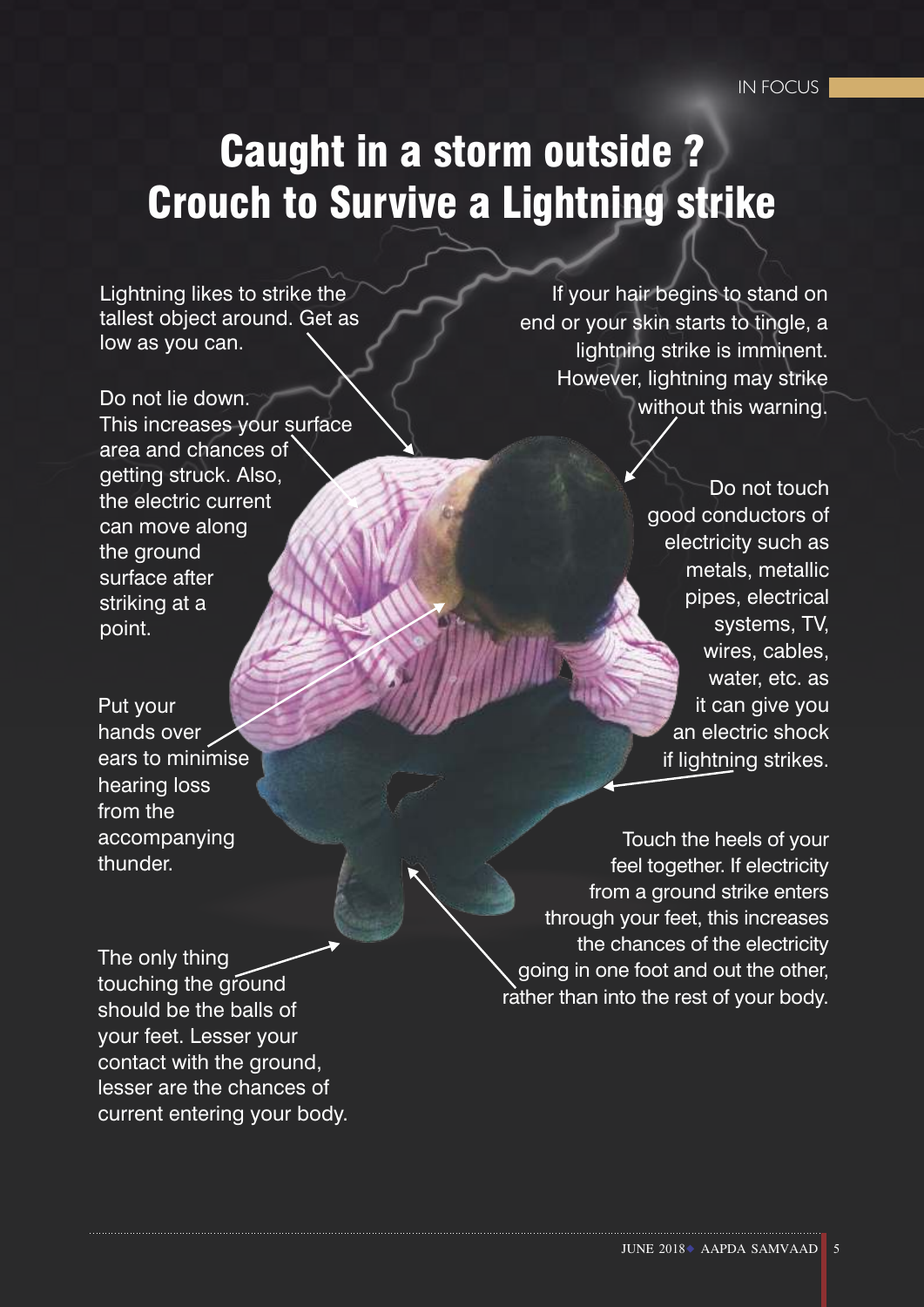# Caught in a storm outside ? Crouch to Survive a Lightning strike

Lightning likes to strike the tallest object around. Get as low as you can.

Do not lie down. This increases your surface area and chances of getting struck. Also, the electric current can move along the ground surface after striking at a point.

Put your hands over ears to minimise hearing loss from the accompanying thunder.

The only thing touching the ground should be the balls of your feet. Lesser your contact with the ground, lesser are the chances of current entering your body.

If your hair begins to stand on end or your skin starts to tingle, a lightning strike is imminent. However, lightning may strike without this warning.

Do not touch good conductors of electricity such as metals, metallic pipes, electrical systems, TV, wires, cables, water, etc. as it can give you an electric shock if lightning strikes.

Touch the heels of your feel together. If electricity from a ground strike enters through your feet, this increases the chances of the electricity going in one foot and out the other, rather than into the rest of your body.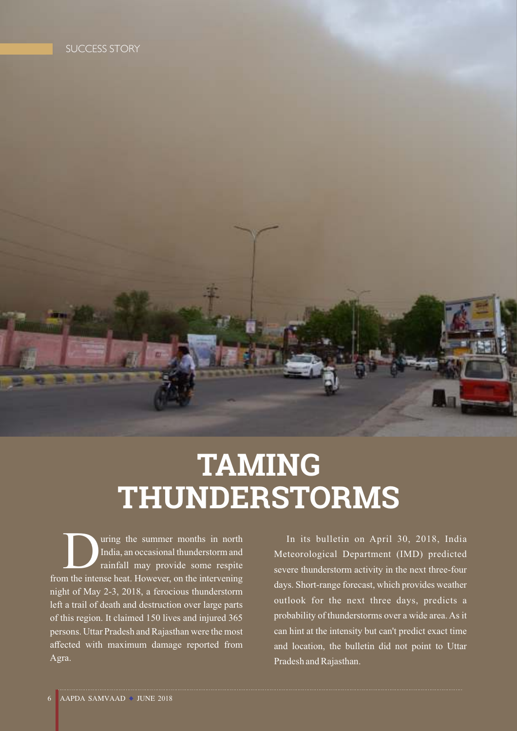SUCCESS STORY

# TAMING THUNDERSTORMS

During the summer months in north India, an occasional thunderstorm and rainfall may provide some respite from the intense heat. However, on the intervening night of May 2-3, 2018, a ferocious thunderstorm left a trail of death and destruction over large parts of this region. It claimed 150 lives and injured 365 persons. Uttar Pradesh and Rajasthan were the most affected with maximum damage reported from Agra.

In its bulletin on April 30, 2018, India Meteorological Department (IMD) predicted severe thunderstorm activity in the next three-four days. Short-range forecast, which provides weather outlook for the next three days, predicts a probability of thunderstorms over a wide area. As it can hint at the intensity but can't predict exact time and location, the bulletin did not point to Uttar Pradesh and Rajasthan.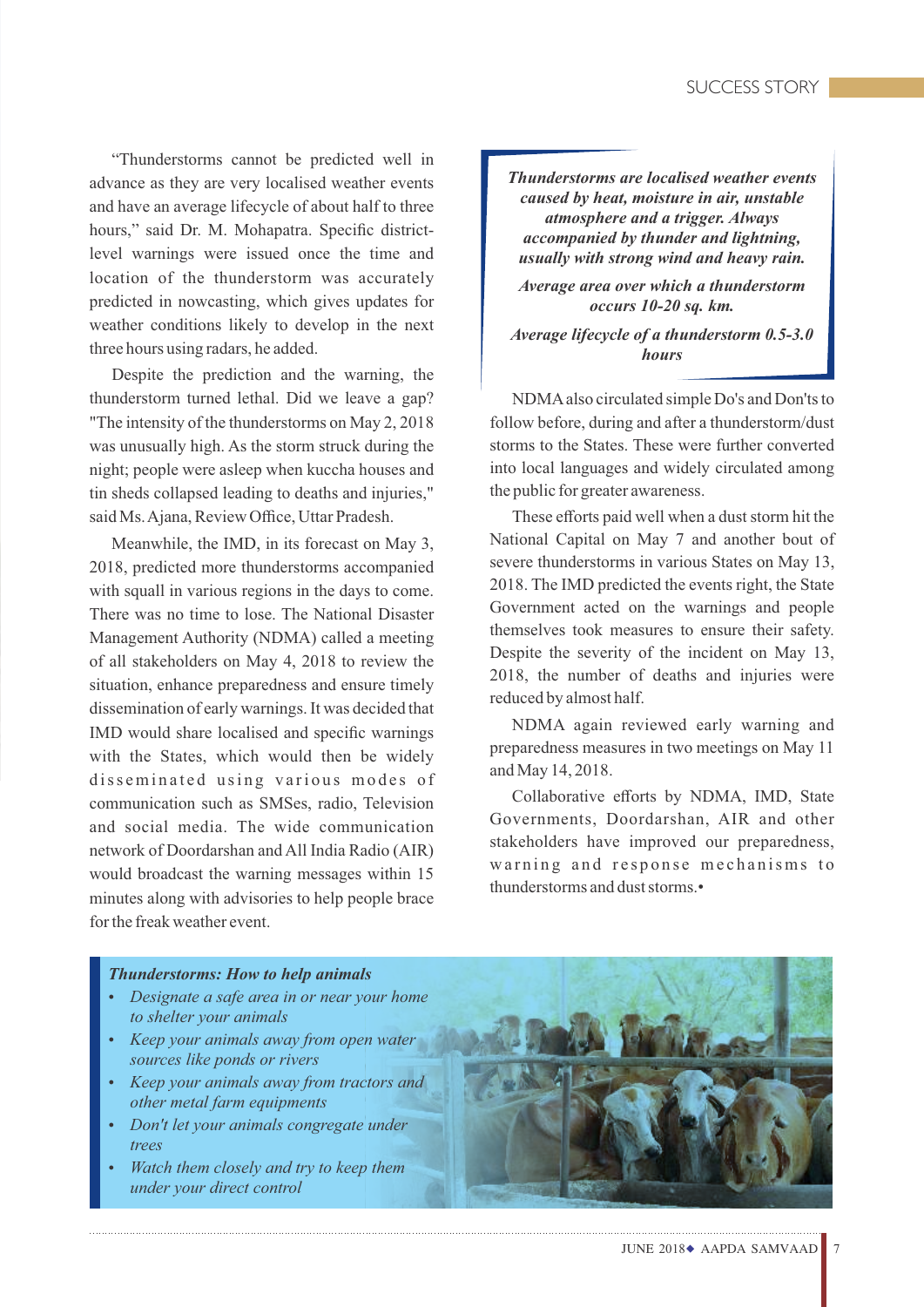"Thunderstorms cannot be predicted well in advance as they are very localised weather events and have an average lifecycle of about half to three hours," said Dr. M. Mohapatra. Specific district-level warnings were issued once the time and location of the thunderstorm was accurately predicted in nowcasting, which gives updates for weather conditions likely to develop in the next three hours using radars, he added.

Despite the prediction and the warning, the thunderstorm turned lethal. Did we leave a gap? "The intensity of the thunderstorms on May 2, 2018 was unusually high. As the storm struck during the night; people were asleep when kuccha houses and tin sheds collapsed leading to deaths and injuries," said Ms. Ajana, Review Office, Uttar Pradesh.

Meanwhile, the IMD, in its forecast on May 3, 2018, predicted more thunderstorms accompanied with squall in various regions in the days to come. There was no time to lose. The National Disaster Management Authority (NDMA) called a meeting of all stakeholders on May 4, 2018 to review the situation, enhance preparedness and ensure timely dissemination of early warnings. It was decided that IMD would share localised and specific warnings with the States, which would then be widely disseminated using various modes of communication such as SMSes, radio, Television and social media. The wide communication network of Doordarshan and All India Radio (AIR) would broadcast the warning messages within 15 minutes along with advisories to help people brace for the freak weather event.

***Thunderstorms are localised weather events caused by heat, moisture in air, unstable atmosphere and a trigger. Always accompanied by thunder and lightning, usually with strong wind and heavy rain.***

***Average area over which a thunderstorm occurs 10-20 sq. km.***

***Average lifecycle of a thunderstorm 0.5-3.0 hours***

NDMA also circulated simple Do's and Don'ts to follow before, during and after a thunderstorm/dust storms to the States. These were further converted into local languages and widely circulated among the public for greater awareness.

These efforts paid well when a dust storm hit the National Capital on May 7 and another bout of severe thunderstorms in various States on May 13, 2018. The IMD predicted the events right, the State Government acted on the warnings and people themselves took measures to ensure their safety. Despite the severity of the incident on May 13, 2018, the number of deaths and injuries were reduced by almost half.

NDMA again reviewed early warning and preparedness measures in two meetings on May 11 and May 14, 2018.

Collaborative efforts by NDMA, IMD, State Governments, Doordarshan, AIR and other stakeholders have improved our preparedness, warning and response mechanisms to thunderstorms and dust storms.•

***Thunderstorms: How to help animals***

- *Designate a safe area in or near your home to shelter your animals*
- *Keep your animals away from open water sources like ponds or rivers*
- *Keep your animals away from tractors and other metal farm equipments*
- *Don't let your animals congregate under trees*
- *Watch them closely and try to keep them under your direct control*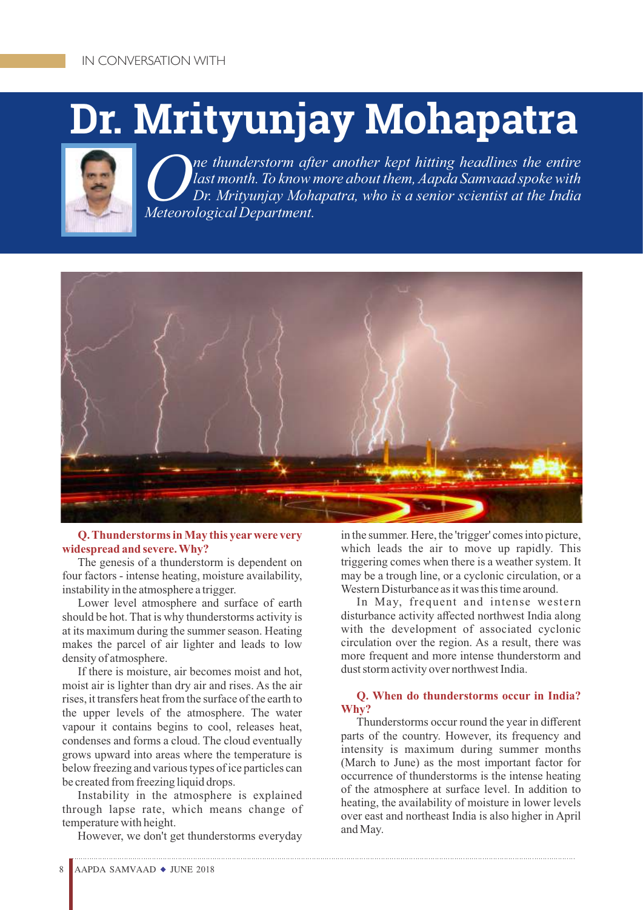IN CONVERSATION WITH

# Dr. Mrityunjay Mohapatra

*One thunderstorm after another kept hitting headlines the entire last month. To know more about them, Aapda Samvaad spoke with Dr. Mrityunjay Mohapatra, who is a senior scientist at the India Meteorological Department.*

**Q. Thunderstorms in May this year were very widespread and severe. Why?**

The genesis of a thunderstorm is dependent on four factors - intense heating, moisture availability, instability in the atmosphere a trigger.

Lower level atmosphere and surface of earth should be hot. That is why thunderstorms activity is at its maximum during the summer season. Heating makes the parcel of air lighter and leads to low density of atmosphere.

If there is moisture, air becomes moist and hot, moist air is lighter than dry air and rises. As the air rises, it transfers heat from the surface of the earth to the upper levels of the atmosphere. The water vapour it contains begins to cool, releases heat, condenses and forms a cloud. The cloud eventually grows upward into areas where the temperature is below freezing and various types of ice particles can be created from freezing liquid drops.

Instability in the atmosphere is explained through lapse rate, which means change of temperature with height.

However, we don't get thunderstorms everyday in the summer. Here, the 'trigger' comes into picture, which leads the air to move up rapidly. This triggering comes when there is a weather system. It may be a trough line, or a cyclonic circulation, or a Western Disturbance as it was this time around.

In May, frequent and intense western disturbance activity affected northwest India along with the development of associated cyclonic circulation over the region. As a result, there was more frequent and more intense thunderstorm and dust storm activity over northwest India.

**Q. When do thunderstorms occur in India? Why?**

Thunderstorms occur round the year in different parts of the country. However, its frequency and intensity is maximum during summer months (March to June) as the most important factor for occurrence of thunderstorms is the intense heating of the atmosphere at surface level. In addition to heating, the availability of moisture in lower levels over east and northeast India is also higher in April and May.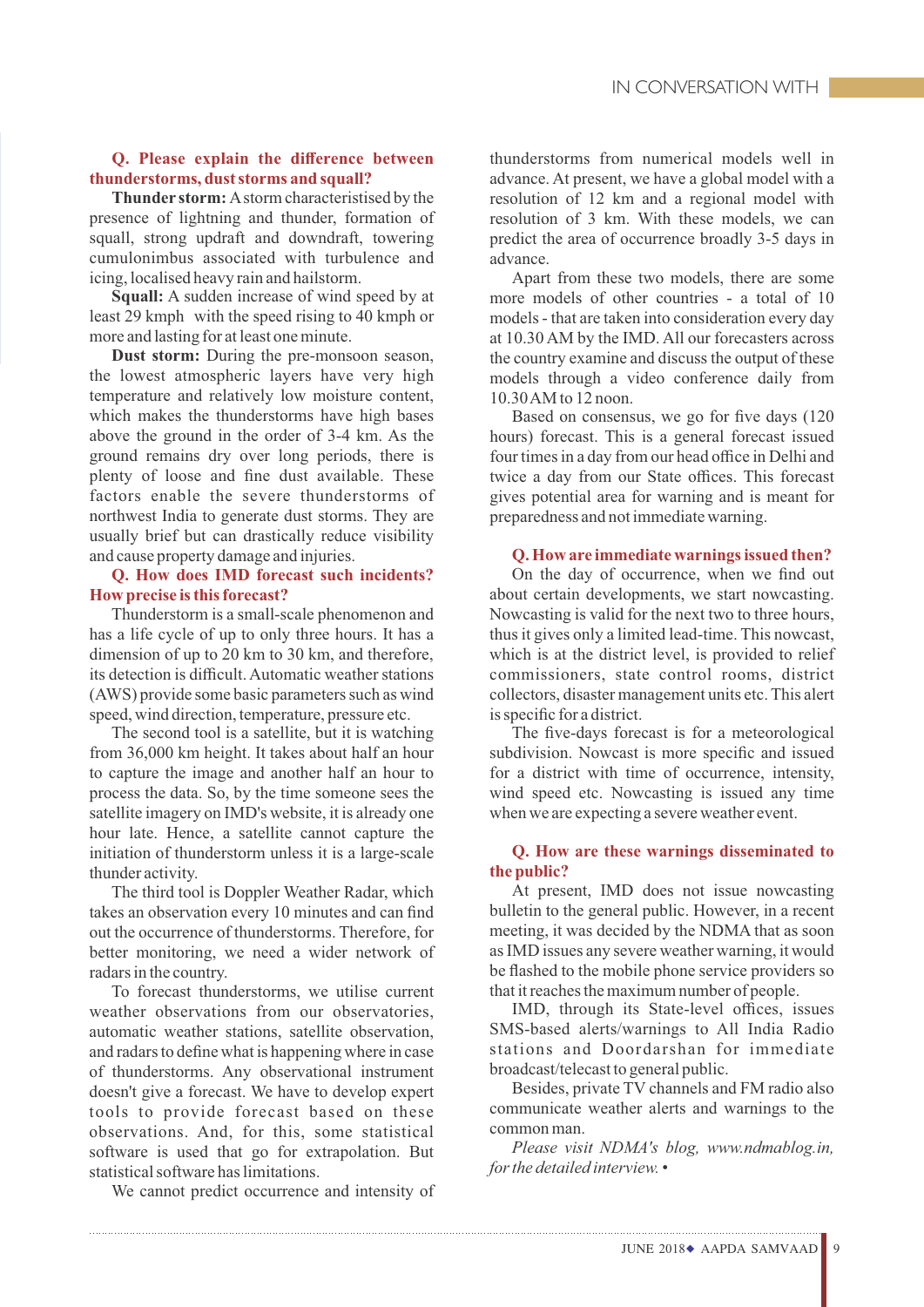**Q. Please explain the difference between thunderstorms, dust storms and squall?**

**Thunder storm:** A storm characteristised by the presence of lightning and thunder, formation of squall, strong updraft and downdraft, towering cumulonimbus associated with turbulence and icing, localised heavy rain and hailstorm.

**Squall:** A sudden increase of wind speed by at least 29 kmph with the speed rising to 40 kmph or more and lasting for at least one minute.

**Dust storm:** During the pre-monsoon season, the lowest atmospheric layers have very high temperature and relatively low moisture content, which makes the thunderstorms have high bases above the ground in the order of 3-4 km. As the ground remains dry over long periods, there is plenty of loose and fine dust available. These factors enable the severe thunderstorms of northwest India to generate dust storms. They are usually brief but can drastically reduce visibility and cause property damage and injuries.

**Q. How does IMD forecast such incidents? How precise is this forecast?**

Thunderstorm is a small-scale phenomenon and has a life cycle of up to only three hours. It has a dimension of up to 20 km to 30 km, and therefore, its detection is difficult. Automatic weather stations (AWS) provide some basic parameters such as wind speed, wind direction, temperature, pressure etc.

The second tool is a satellite, but it is watching from 36,000 km height. It takes about half an hour to capture the image and another half an hour to process the data. So, by the time someone sees the satellite imagery on IMD's website, it is already one hour late. Hence, a satellite cannot capture the initiation of thunderstorm unless it is a large-scale thunder activity.

The third tool is Doppler Weather Radar, which takes an observation every 10 minutes and can find out the occurrence of thunderstorms. Therefore, for better monitoring, we need a wider network of radars in the country.

To forecast thunderstorms, we utilise current weather observations from our observatories, automatic weather stations, satellite observation, and radars to define what is happening where in case of thunderstorms. Any observational instrument doesn't give a forecast. We have to develop expert tools to provide forecast based on these observations. And, for this, some statistical software is used that go for extrapolation. But statistical software has limitations.

We cannot predict occurrence and intensity of thunderstorms from numerical models well in advance. At present, we have a global model with a resolution of 12 km and a regional model with resolution of 3 km. With these models, we can predict the area of occurrence broadly 3-5 days in advance.

Apart from these two models, there are some more models of other countries - a total of 10 models - that are taken into consideration every day at 10.30 AM by the IMD. All our forecasters across the country examine and discuss the output of these models through a video conference daily from 10.30 AM to 12 noon.

Based on consensus, we go for five days (120 hours) forecast. This is a general forecast issued four times in a day from our head office in Delhi and twice a day from our State offices. This forecast gives potential area for warning and is meant for preparedness and not immediate warning.

**Q. How are immediate warnings issued then?**

On the day of occurrence, when we find out about certain developments, we start nowcasting. Nowcasting is valid for the next two to three hours, thus it gives only a limited lead-time. This nowcast, which is at the district level, is provided to relief commissioners, state control rooms, district collectors, disaster management units etc. This alert is specific for a district.

The five-days forecast is for a meteorological subdivision. Nowcast is more specific and issued for a district with time of occurrence, intensity, wind speed etc. Nowcasting is issued any time when we are expecting a severe weather event.

**Q. How are these warnings disseminated to the public?**

At present, IMD does not issue nowcasting bulletin to the general public. However, in a recent meeting, it was decided by the NDMA that as soon as IMD issues any severe weather warning, it would be flashed to the mobile phone service providers so that it reaches the maximum number of people.

IMD, through its State-level offices, issues SMS-based alerts/warnings to All India Radio stations and Doordarshan for immediate broadcast/telecast to general public.

Besides, private TV channels and FM radio also communicate weather alerts and warnings to the common man.

*Please visit NDMA's blog, www.ndmablog.in, for the detailed interview.* •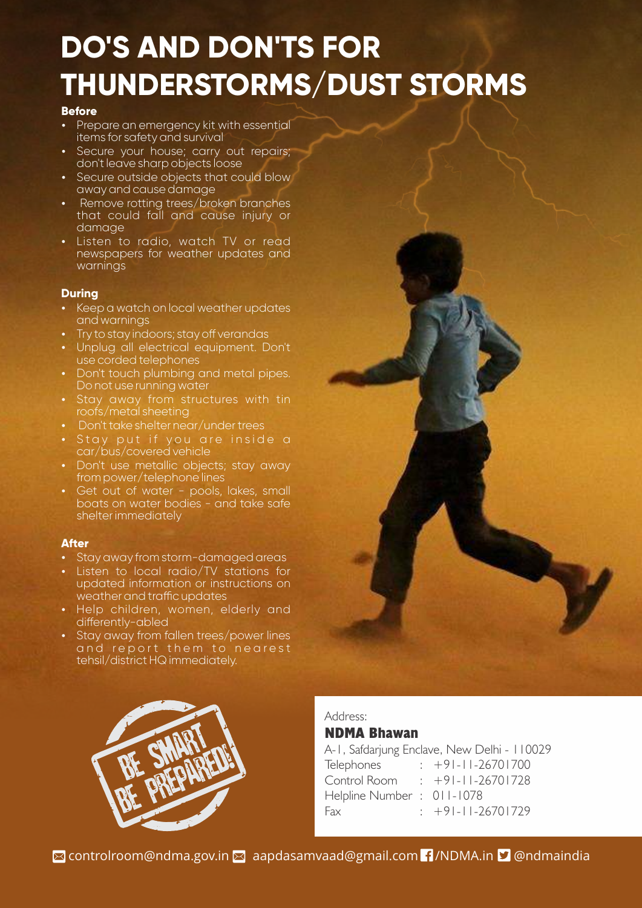# DO'S AND DON'TS FOR THUNDERSTORMS/DUST STORMS

**Before**

- Prepare an emergency kit with essential items for safety and survival
- Secure your house; carry out repairs; don't leave sharp objects loose
- Secure outside objects that could blow away and cause damage
- Remove rotting trees/broken branches that could fall and cause injury or damage
- Listen to radio, watch TV or read newspapers for weather updates and warnings

**During**

- Keep a watch on local weather updates and warnings
- Try to stay indoors; stay off verandas
- Unplug all electrical equipment. Don't use corded telephones
- Don't touch plumbing and metal pipes. Do not use running water
- Stay away from structures with tin roofs/metal sheeting
- Don't take shelter near/under trees
- Stay put if you are inside a car/bus/covered vehicle
- Don't use metallic objects; stay away from power/telephone lines
- Get out of water - pools, lakes, small boats on water bodies - and take safe shelter immediately

**After**

- Stay away from storm-damaged areas
- Listen to local radio/TV stations for updated information or instructions on weather and traffic updates
- Help children, women, elderly and differently-abled
- Stay away from fallen trees/power lines and report them to nearest tehsil/district HQ immediately.

BE SMART BE PREPARED!

Address:

**NDMA Bhawan**

A-1, Safdarjung Enclave, New Delhi - 110029

Telephones : +91-11-26701700

Control Room : +91-11-26701728

Helpline Number : 011-1078

Fax : +91-11-26701729

controlroom@ndma.gov.in aapdasamvaad@gmail.com /NDMA.in @ndmaindia